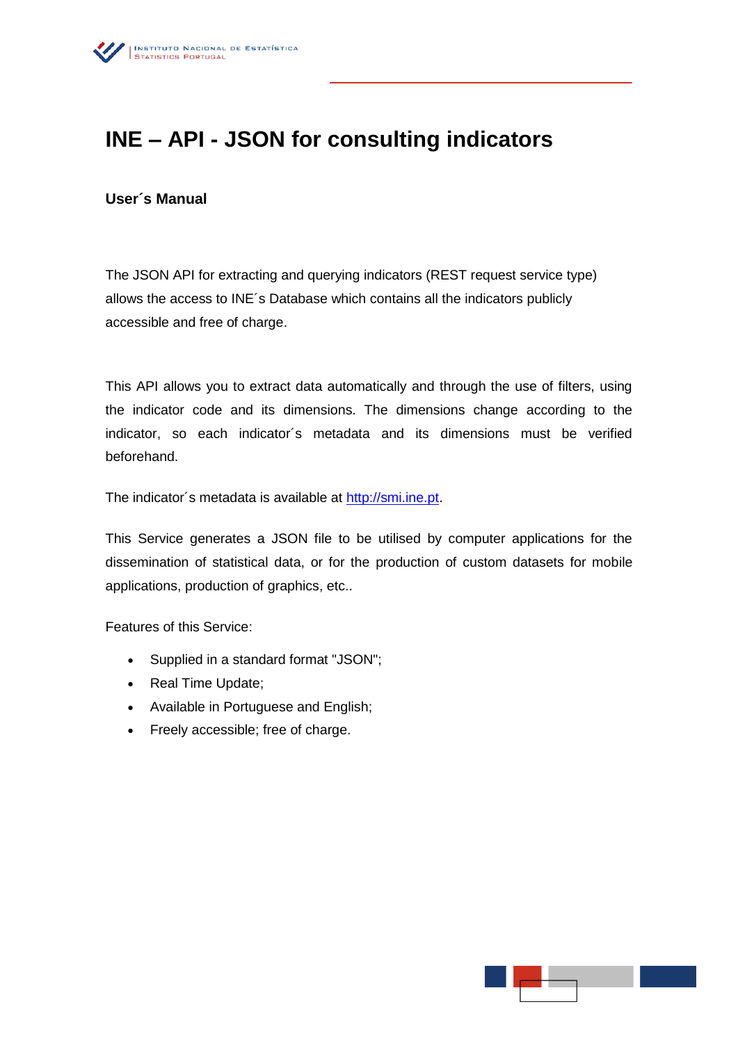# INE – API - JSON for consulting indicators

**User´s Manual**

The JSON API for extracting and querying indicators (REST request service type) allows the access to INE´s Database which contains all the indicators publicly accessible and free of charge.

This API allows you to extract data automatically and through the use of filters, using the indicator code and its dimensions. The dimensions change according to the indicator, so each indicator´s metadata and its dimensions must be verified beforehand.

The indicator´s metadata is available at [http://smi.ine.pt](http://smi.ine.pt).

This Service generates a JSON file to be utilised by computer applications for the dissemination of statistical data, or for the production of custom datasets for mobile applications, production of graphics, etc..

Features of this Service:

- Supplied in a standard format "JSON";
- Real Time Update;
- Available in Portuguese and English;
- Freely accessible; free of charge.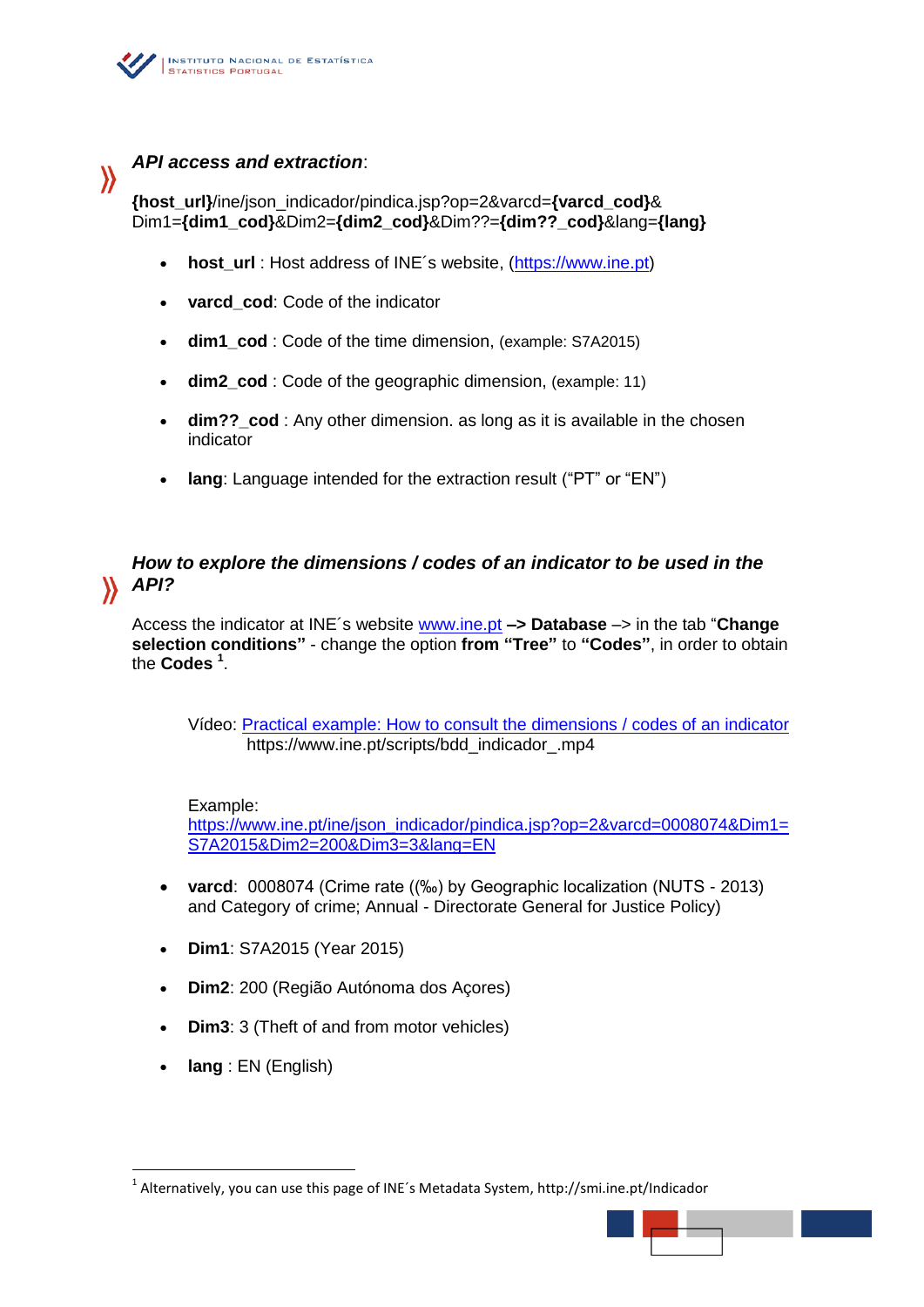### *API access and extraction*:

**{host_url}**/ine/json_indicador/pindica.jsp?op=2&varcd=**{varcd_cod}**&Dim1=**{dim1_cod}**&Dim2=**{dim2_cod}**&Dim??=**{dim??_cod}**&lang=**{lang}**

- **host_url** : Host address of INE´s website, (https://www.ine.pt)
- **varcd_cod**: Code of the indicator
- **dim1_cod** : Code of the time dimension, (example: S7A2015)
- **dim2_cod** : Code of the geographic dimension, (example: 11)
- **dim??_cod** : Any other dimension. as long as it is available in the chosen indicator
- **lang**: Language intended for the extraction result ("PT" or "EN")

### *How to explore the dimensions / codes of an indicator to be used in the API?*

Access the indicator at INE´s website www.ine.pt **–> Database** –> in the tab "**Change selection conditions"** - change the option **from "Tree"** to **"Codes"**, in order to obtain the **Codes** [1].

Vídeo: Practical example: How to consult the dimensions / codes of an indicator https://www.ine.pt/scripts/bdd_indicador_.mp4

Example:
https://www.ine.pt/ine/json_indicador/pindica.jsp?op=2&varcd=0008074&Dim1=S7A2015&Dim2=200&Dim3=3&lang=EN

- **varcd**: 0008074 (Crime rate ((‰) by Geographic localization (NUTS - 2013) and Category of crime; Annual - Directorate General for Justice Policy)
- **Dim1**: S7A2015 (Year 2015)
- **Dim2**: 200 (Região Autónoma dos Açores)
- **Dim3**: 3 (Theft of and from motor vehicles)
- **lang** : EN (English)

[1] Alternatively, you can use this page of INE´s Metadata System, http://smi.ine.pt/Indicador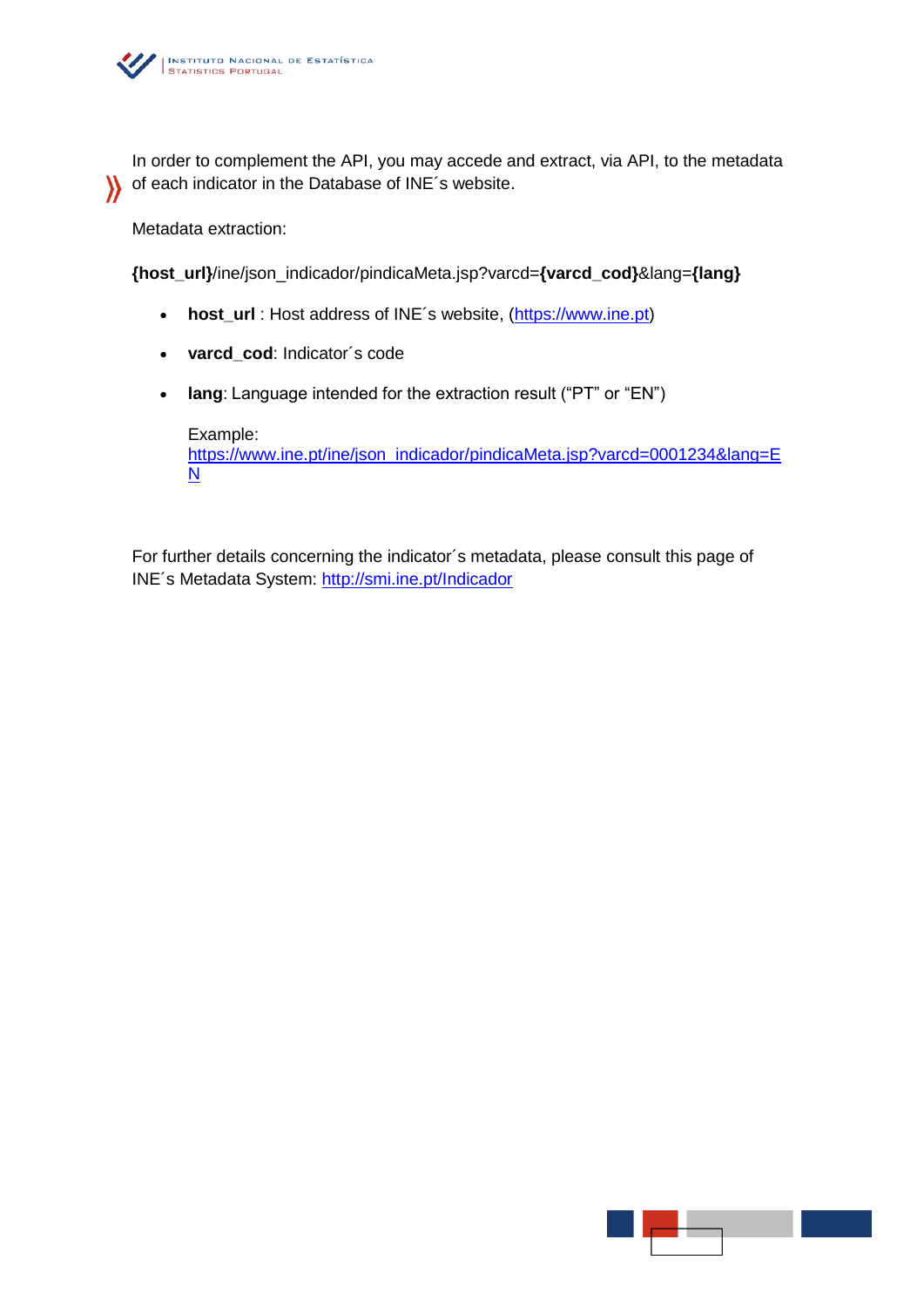In order to complement the API, you may accede and extract, via API, to the metadata of each indicator in the Database of INE´s website.

Metadata extraction:

**{host_url}**/ine/json_indicador/pindicaMeta.jsp?varcd=**{varcd_cod}**&lang=**{lang}**

- **host_url** : Host address of INE´s website, (https://www.ine.pt)
- **varcd_cod**: Indicator´s code
- **lang**: Language intended for the extraction result ("PT" or "EN")

  Example:
  https://www.ine.pt/ine/json_indicador/pindicaMeta.jsp?varcd=0001234&lang=EN

For further details concerning the indicator´s metadata, please consult this page of INE´s Metadata System: http://smi.ine.pt/Indicador